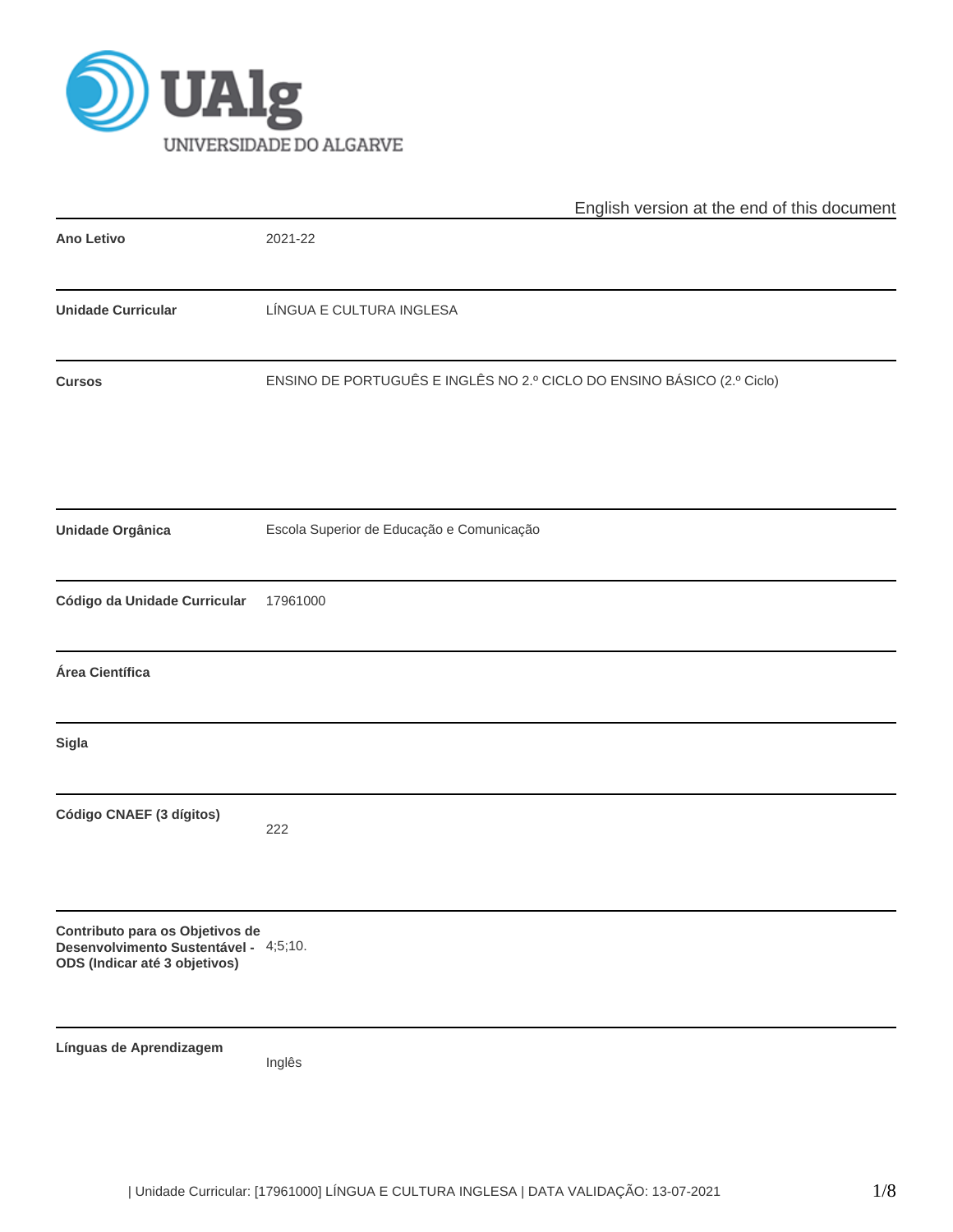English version at the end of this document

| | |
|---|---|
| **Ano Letivo** | 2021-22 |
| **Unidade Curricular** | LÍNGUA E CULTURA INGLESA |
| **Cursos** | ENSINO DE PORTUGUÊS E INGLÊS NO 2.º CICLO DO ENSINO BÁSICO (2.º Ciclo) |
| **Unidade Orgânica** | Escola Superior de Educação e Comunicação |
| **Código da Unidade Curricular** | 17961000 |
| **Área Científica** | |
| **Sigla** | |
| **Código CNAEF (3 dígitos)** | 222 |
| **Contributo para os Objetivos de Desenvolvimento Sustentável - ODS (Indicar até 3 objetivos)** | 4;5;10. |
| **Línguas de Aprendizagem** | Inglês |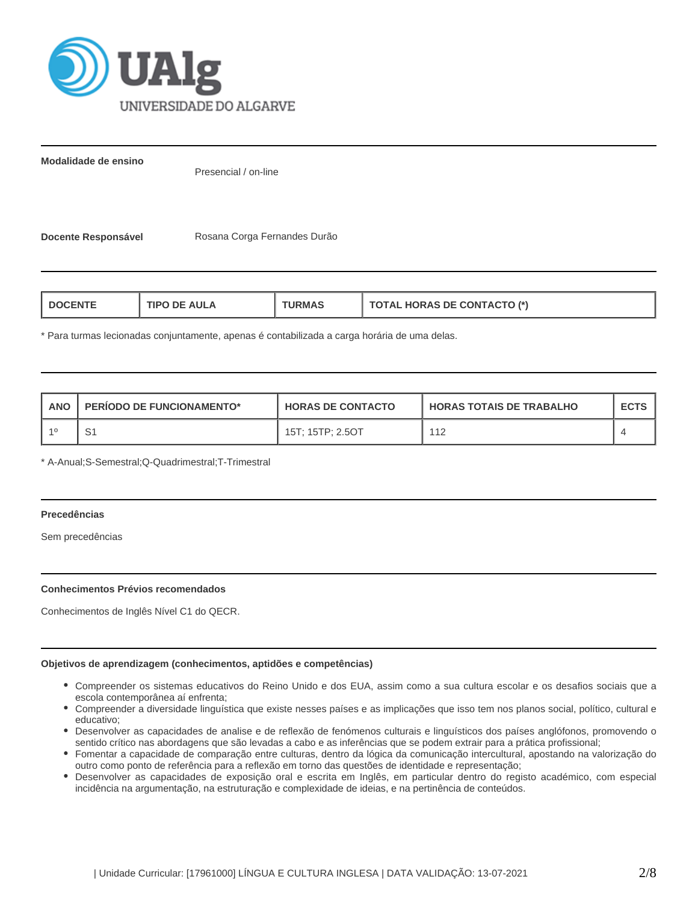**Modalidade de ensino**

Presencial / on-line

**Docente Responsável**

Rosana Corga Fernandes Durão

| DOCENTE | TIPO DE AULA | TURMAS | TOTAL HORAS DE CONTACTO (*) |
|---|---|---|---|

* Para turmas lecionadas conjuntamente, apenas é contabilizada a carga horária de uma delas.

| ANO | PERÍODO DE FUNCIONAMENTO* | HORAS DE CONTACTO | HORAS TOTAIS DE TRABALHO | ECTS |
|---|---|---|---|---|
| 1º | S1 | 15T; 15TP; 2.5OT | 112 | 4 |

* A-Anual;S-Semestral;Q-Quadrimestral;T-Trimestral

**Precedências**

Sem precedências

**Conhecimentos Prévios recomendados**

Conhecimentos de Inglês Nível C1 do QECR.

**Objetivos de aprendizagem (conhecimentos, aptidões e competências)**

- Compreender os sistemas educativos do Reino Unido e dos EUA, assim como a sua cultura escolar e os desafios sociais que a escola contemporânea aí enfrenta;
- Compreender a diversidade linguística que existe nesses países e as implicações que isso tem nos planos social, político, cultural e educativo;
- Desenvolver as capacidades de analise e de reflexão de fenómenos culturais e linguísticos dos países anglófonos, promovendo o sentido crítico nas abordagens que são levadas a cabo e as inferências que se podem extrair para a prática profissional;
- Fomentar a capacidade de comparação entre culturas, dentro da lógica da comunicação intercultural, apostando na valorização do outro como ponto de referência para a reflexão em torno das questões de identidade e representação;
- Desenvolver as capacidades de exposição oral e escrita em Inglês, em particular dentro do registo académico, com especial incidência na argumentação, na estruturação e complexidade de ideias, e na pertinência de conteúdos.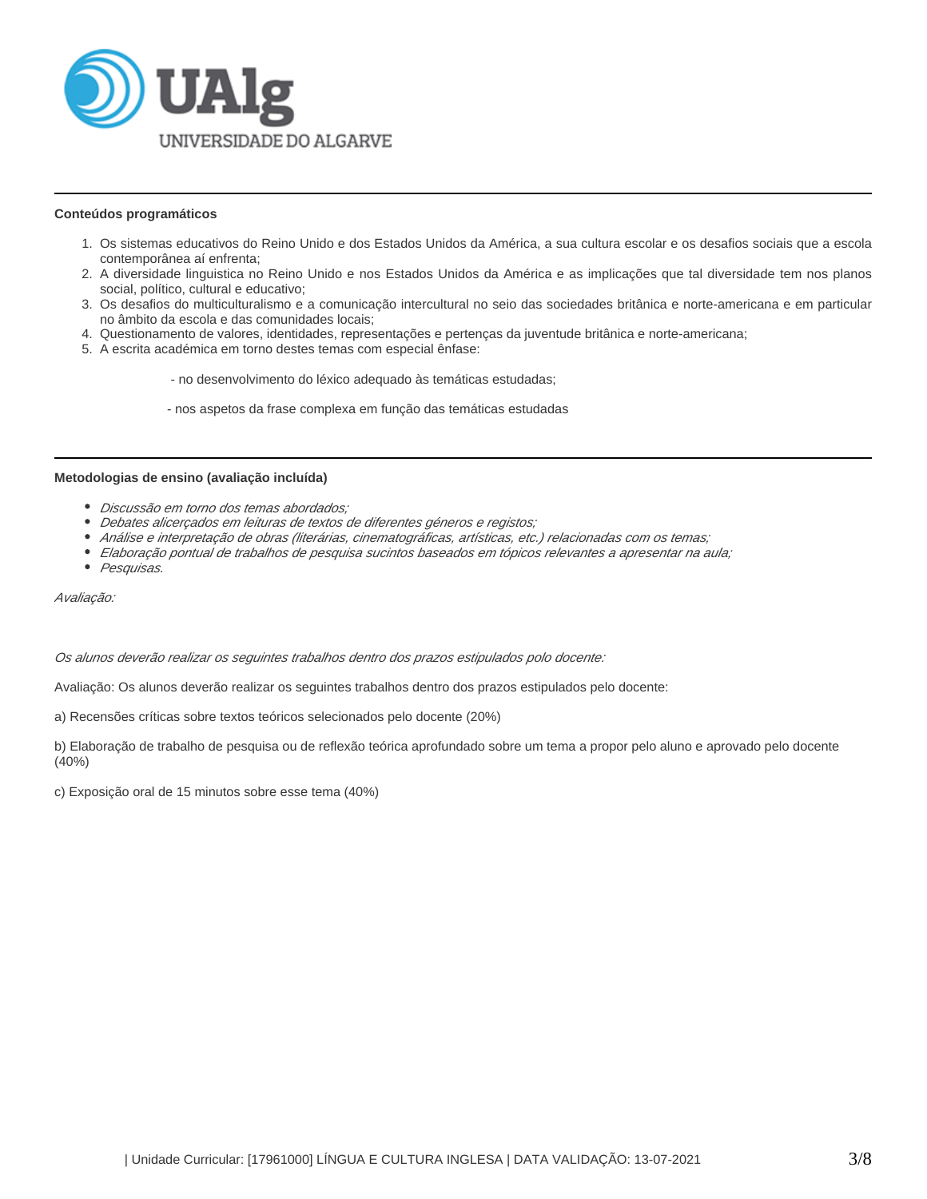**Conteúdos programáticos**

1. Os sistemas educativos do Reino Unido e dos Estados Unidos da América, a sua cultura escolar e os desafios sociais que a escola contemporânea aí enfrenta;
2. A diversidade linguistica no Reino Unido e nos Estados Unidos da América e as implicações que tal diversidade tem nos planos social, político, cultural e educativo;
3. Os desafios do multiculturalismo e a comunicação intercultural no seio das sociedades britânica e norte-americana e em particular no âmbito da escola e das comunidades locais;
4. Questionamento de valores, identidades, representações e pertenças da juventude britânica e norte-americana;
5. A escrita académica em torno destes temas com especial ênfase:

   - no desenvolvimento do léxico adequado às temáticas estudadas;

   - nos aspetos da frase complexa em função das temáticas estudadas

**Metodologias de ensino (avaliação incluída)**

- *Discussão em torno dos temas abordados;*
- *Debates alicerçados em leituras de textos de diferentes géneros e registos;*
- *Análise e interpretação de obras (literárias, cinematográficas, artísticas, etc.) relacionadas com os temas;*
- *Elaboração pontual de trabalhos de pesquisa sucintos baseados em tópicos relevantes a apresentar na aula;*
- *Pesquisas.*

*Avaliação:*

*Os alunos deverão realizar os seguintes trabalhos dentro dos prazos estipulados polo docente:*

Avaliação: Os alunos deverão realizar os seguintes trabalhos dentro dos prazos estipulados pelo docente:

a) Recensões críticas sobre textos teóricos selecionados pelo docente (20%)

b) Elaboração de trabalho de pesquisa ou de reflexão teórica aprofundado sobre um tema a propor pelo aluno e aprovado pelo docente (40%)

c) Exposição oral de 15 minutos sobre esse tema (40%)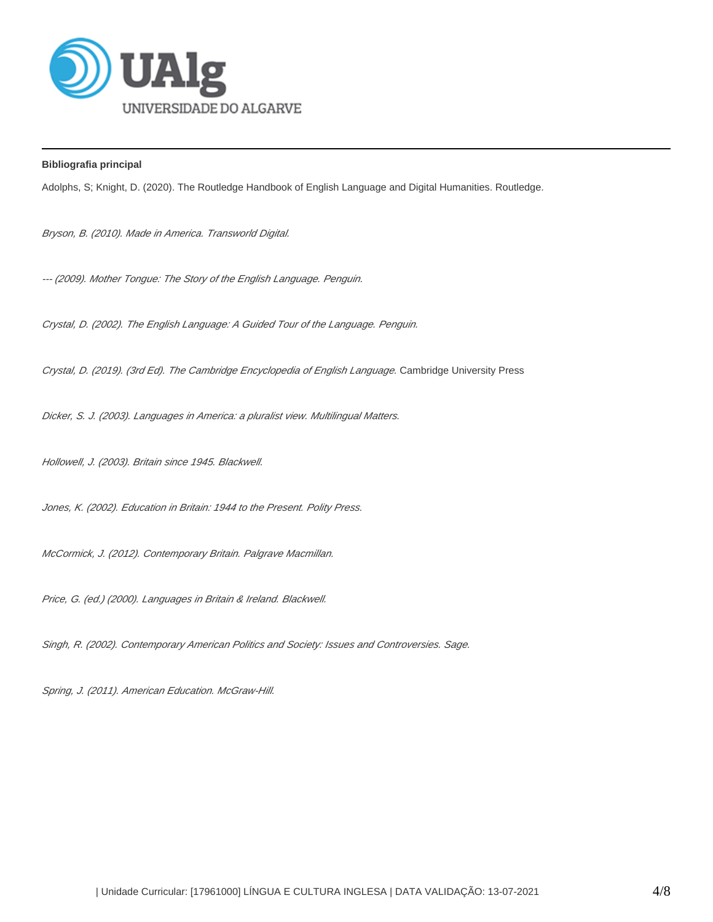**Bibliografia principal**

Adolphs, S; Knight, D. (2020). The Routledge Handbook of English Language and Digital Humanities. Routledge.

*Bryson, B. (2010). Made in America. Transworld Digital.*

*--- (2009). Mother Tongue: The Story of the English Language. Penguin.*

*Crystal, D. (2002). The English Language: A Guided Tour of the Language. Penguin.*

*Crystal, D. (2019). (3rd Ed). The Cambridge Encyclopedia of English Language.* Cambridge University Press

*Dicker, S. J. (2003). Languages in America: a pluralist view. Multilingual Matters.*

*Hollowell, J. (2003). Britain since 1945. Blackwell.*

*Jones, K. (2002). Education in Britain: 1944 to the Present. Polity Press.*

*McCormick, J. (2012). Contemporary Britain. Palgrave Macmillan.*

*Price, G. (ed.) (2000). Languages in Britain & Ireland. Blackwell.*

*Singh, R. (2002). Contemporary American Politics and Society: Issues and Controversies. Sage.*

*Spring, J. (2011). American Education. McGraw-Hill.*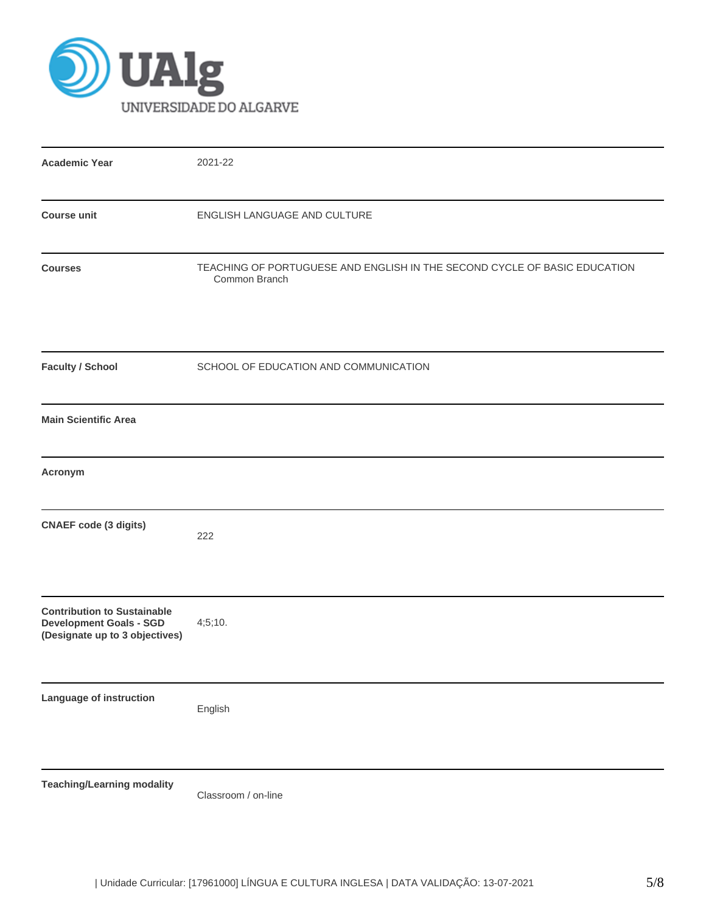**UAlg**
UNIVERSIDADE DO ALGARVE

| | |
|---|---|
| **Academic Year** | 2021-22 |
| **Course unit** | ENGLISH LANGUAGE AND CULTURE |
| **Courses** | TEACHING OF PORTUGUESE AND ENGLISH IN THE SECOND CYCLE OF BASIC EDUCATION<br>Common Branch |
| **Faculty / School** | SCHOOL OF EDUCATION AND COMMUNICATION |
| **Main Scientific Area** | |
| **Acronym** | |
| **CNAEF code (3 digits)** | 222 |
| **Contribution to Sustainable Development Goals - SGD (Designate up to 3 objectives)** | 4;5;10. |
| **Language of instruction** | English |
| **Teaching/Learning modality** | Classroom / on-line |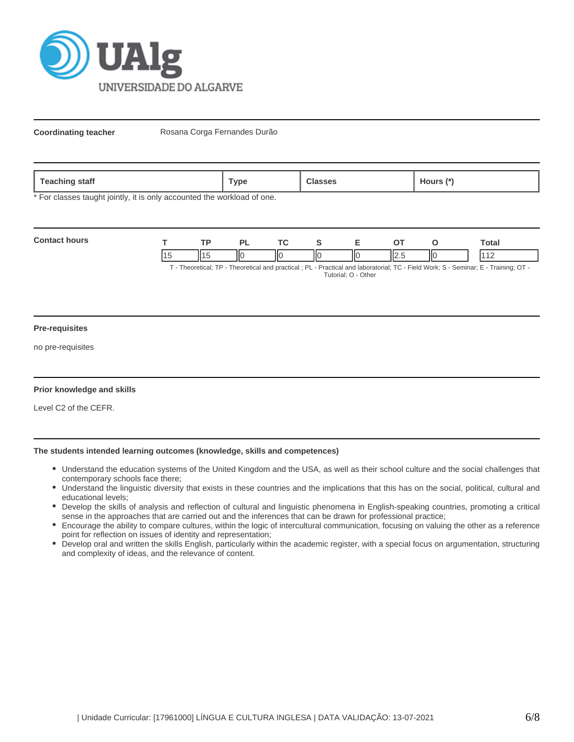**Coordinating teacher** Rosana Corga Fernandes Durão

| Teaching staff | Type | Classes | Hours (*) |
| --- | --- | --- | --- |

* For classes taught jointly, it is only accounted the workload of one.

**Contact hours**

| T | TP | PL | TC | S | E | OT | O | Total |
| --- | --- | --- | --- | --- | --- | --- | --- | --- |
| 15 | 15 | 0 | 0 | 0 | 0 | 2.5 | 0 | 112 |

T - Theoretical; TP - Theoretical and practical ; PL - Practical and laboratorial; TC - Field Work; S - Seminar; E - Training; OT - Tutorial; O - Other

**Pre-requisites**

no pre-requisites

**Prior knowledge and skills**

Level C2 of the CEFR.

**The students intended learning outcomes (knowledge, skills and competences)**

- Understand the education systems of the United Kingdom and the USA, as well as their school culture and the social challenges that contemporary schools face there;
- Understand the linguistic diversity that exists in these countries and the implications that this has on the social, political, cultural and educational levels;
- Develop the skills of analysis and reflection of cultural and linguistic phenomena in English-speaking countries, promoting a critical sense in the approaches that are carried out and the inferences that can be drawn for professional practice;
- Encourage the ability to compare cultures, within the logic of intercultural communication, focusing on valuing the other as a reference point for reflection on issues of identity and representation;
- Develop oral and written the skills English, particularly within the academic register, with a special focus on argumentation, structuring and complexity of ideas, and the relevance of content.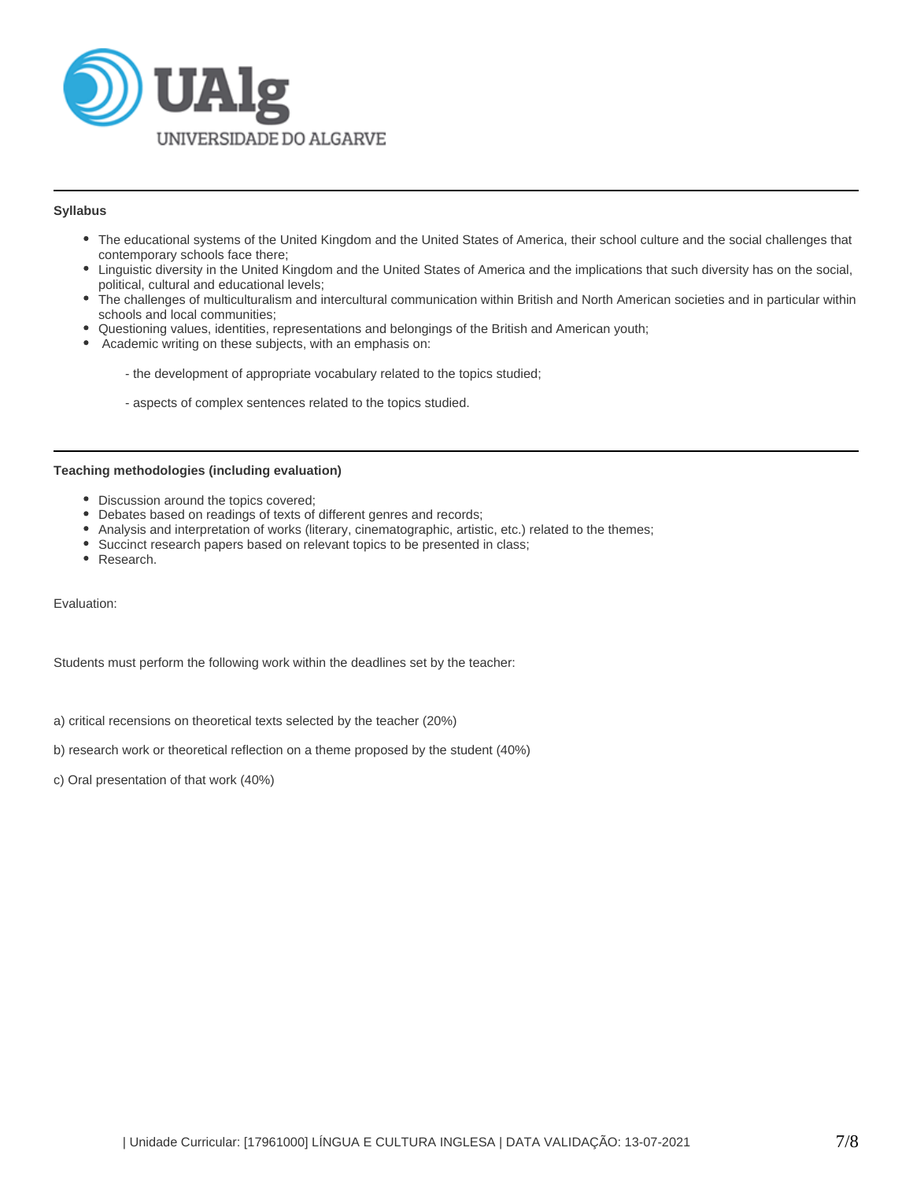## Syllabus

- The educational systems of the United Kingdom and the United States of America, their school culture and the social challenges that contemporary schools face there;
- Linguistic diversity in the United Kingdom and the United States of America and the implications that such diversity has on the social, political, cultural and educational levels;
- The challenges of multiculturalism and intercultural communication within British and North American societies and in particular within schools and local communities;
- Questioning values, identities, representations and belongings of the British and American youth;
- Academic writing on these subjects, with an emphasis on:

    - the development of appropriate vocabulary related to the topics studied;

    - aspects of complex sentences related to the topics studied.

## Teaching methodologies (including evaluation)

- Discussion around the topics covered;
- Debates based on readings of texts of different genres and records;
- Analysis and interpretation of works (literary, cinematographic, artistic, etc.) related to the themes;
- Succinct research papers based on relevant topics to be presented in class;
- Research.

Evaluation:

Students must perform the following work within the deadlines set by the teacher:

a) critical recensions on theoretical texts selected by the teacher (20%)

b) research work or theoretical reflection on a theme proposed by the student (40%)

c) Oral presentation of that work (40%)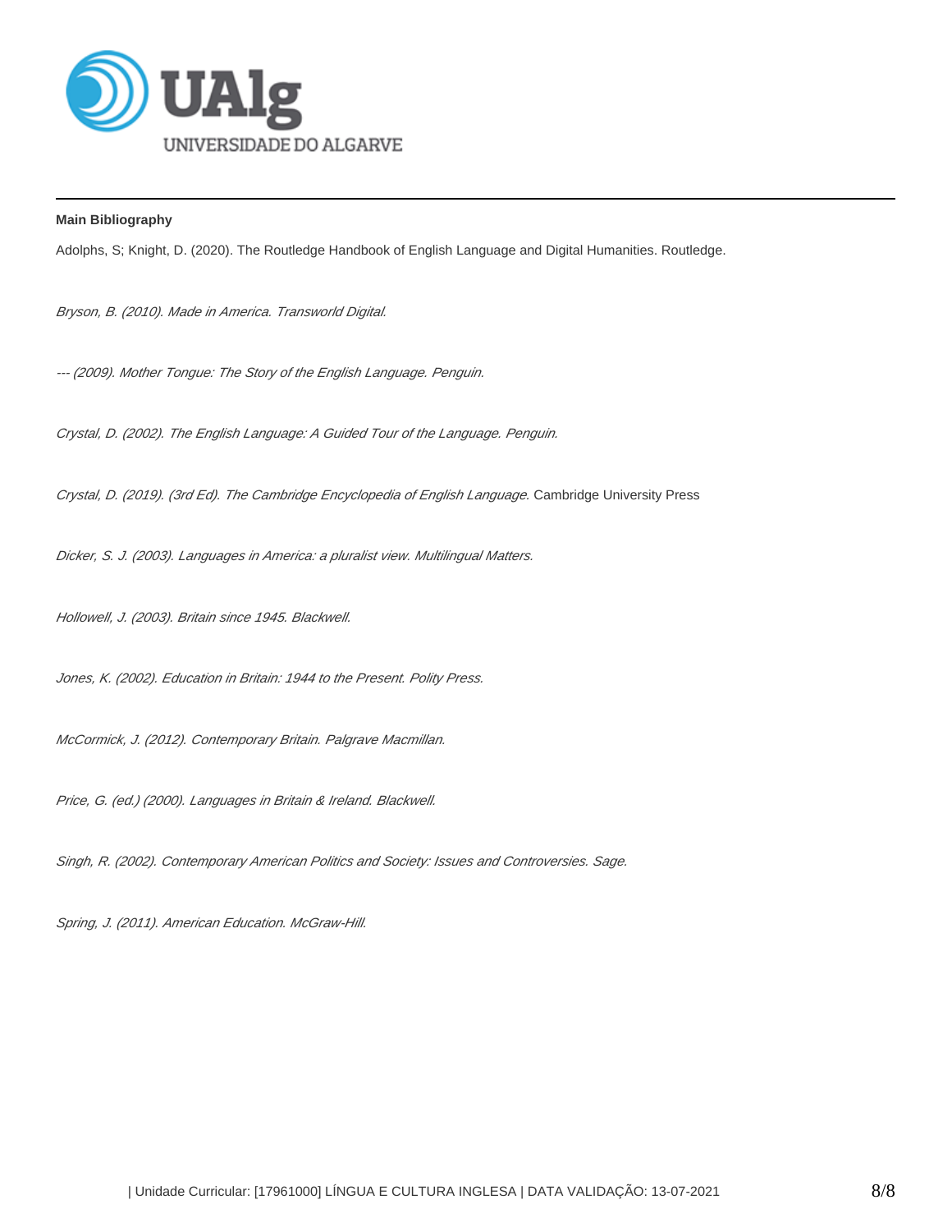**Main Bibliography**

Adolphs, S; Knight, D. (2020). The Routledge Handbook of English Language and Digital Humanities. Routledge.

*Bryson, B. (2010). Made in America. Transworld Digital.*

*--- (2009). Mother Tongue: The Story of the English Language. Penguin.*

*Crystal, D. (2002). The English Language: A Guided Tour of the Language. Penguin.*

*Crystal, D. (2019). (3rd Ed). The Cambridge Encyclopedia of English Language.* Cambridge University Press

*Dicker, S. J. (2003). Languages in America: a pluralist view. Multilingual Matters.*

*Hollowell, J. (2003). Britain since 1945. Blackwell.*

*Jones, K. (2002). Education in Britain: 1944 to the Present. Polity Press.*

*McCormick, J. (2012). Contemporary Britain. Palgrave Macmillan.*

*Price, G. (ed.) (2000). Languages in Britain & Ireland. Blackwell.*

*Singh, R. (2002). Contemporary American Politics and Society: Issues and Controversies. Sage.*

*Spring, J. (2011). American Education. McGraw-Hill.*